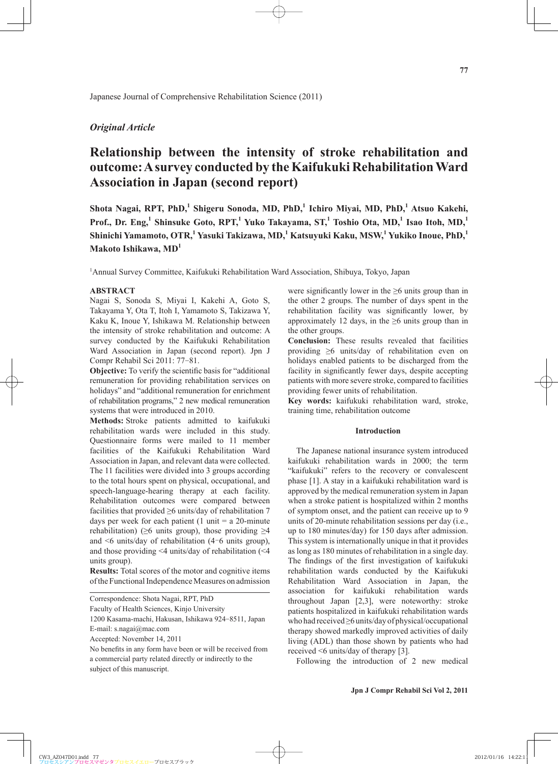Japanese Journal of Comprehensive Rehabilitation Science (2011)

*Original Article*

# Relationship between the intensity of stroke rehabilitation and outcome: A survey conducted by the Kaifukuki Rehabilitation Ward Association in Japan (second report)

**Shota Nagai, RPT, PhD,[1] Shigeru Sonoda, MD, PhD,[1] Ichiro Miyai, MD, PhD,[1] Atsuo Kakehi, Prof., Dr. Eng,[1] Shinsuke Goto, RPT,[1] Yuko Takayama, ST,[1] Toshio Ota, MD,[1] Isao Itoh, MD,[1] Shinichi Yamamoto, OTR,[1] Yasuki Takizawa, MD,[1] Katsuyuki Kaku, MSW,[1] Yukiko Inoue, PhD,[1] Makoto Ishikawa, MD[1]**

[1]Annual Survey Committee, Kaifukuki Rehabilitation Ward Association, Shibuya, Tokyo, Japan

**ABSTRACT**

Nagai S, Sonoda S, Miyai I, Kakehi A, Goto S, Takayama Y, Ota T, Itoh I, Yamamoto S, Takizawa Y, Kaku K, Inoue Y, Ishikawa M. Relationship between the intensity of stroke rehabilitation and outcome: A survey conducted by the Kaifukuki Rehabilitation Ward Association in Japan (second report). Jpn J Compr Rehabil Sci 2011: 77−81.

**Objective:** To verify the scientific basis for "additional remuneration for providing rehabilitation services on holidays" and "additional remuneration for enrichment of rehabilitation programs," 2 new medical remuneration systems that were introduced in 2010.

**Methods:** Stroke patients admitted to kaifukuki rehabilitation wards were included in this study. Questionnaire forms were mailed to 11 member facilities of the Kaifukuki Rehabilitation Ward Association in Japan, and relevant data were collected. The 11 facilities were divided into 3 groups according to the total hours spent on physical, occupational, and speech-language-hearing therapy at each facility. Rehabilitation outcomes were compared between facilities that provided ≥6 units/day of rehabilitation 7 days per week for each patient (1 unit = a 20-minute rehabilitation) (≥6 units group), those providing ≥4 and <6 units/day of rehabilitation (4−6 units group), and those providing <4 units/day of rehabilitation (<4 units group).

**Results:** Total scores of the motor and cognitive items of the Functional Independence Measures on admission were significantly lower in the ≥6 units group than in the other 2 groups. The number of days spent in the rehabilitation facility was significantly lower, by approximately 12 days, in the ≥6 units group than in the other groups.

**Conclusion:** These results revealed that facilities providing ≥6 units/day of rehabilitation even on holidays enabled patients to be discharged from the facility in significantly fewer days, despite accepting patients with more severe stroke, compared to facilities providing fewer units of rehabilitation.

**Key words:** kaifukuki rehabilitation ward, stroke, training time, rehabilitation outcome

Correspondence: Shota Nagai, RPT, PhD
Faculty of Health Sciences, Kinjo University
1200 Kasama-machi, Hakusan, Ishikawa 924−8511, Japan
E-mail: s.nagai@mac.com
Accepted: November 14, 2011
No benefits in any form have been or will be received from a commercial party related directly or indirectly to the subject of this manuscript.

## Introduction

The Japanese national insurance system introduced kaifukuki rehabilitation wards in 2000; the term "kaifukuki" refers to the recovery or convalescent phase [1]. A stay in a kaifukuki rehabilitation ward is approved by the medical remuneration system in Japan when a stroke patient is hospitalized within 2 months of symptom onset, and the patient can receive up to 9 units of 20-minute rehabilitation sessions per day (i.e., up to 180 minutes/day) for 150 days after admission. This system is internationally unique in that it provides as long as 180 minutes of rehabilitation in a single day. The findings of the first investigation of kaifukuki rehabilitation wards conducted by the Kaifukuki Rehabilitation Ward Association in Japan, the association for kaifukuki rehabilitation wards throughout Japan [2,3], were noteworthy: stroke patients hospitalized in kaifukuki rehabilitation wards who had received ≥6 units/day of physical/occupational therapy showed markedly improved activities of daily living (ADL) than those shown by patients who had received <6 units/day of therapy [3].

Following the introduction of 2 new medical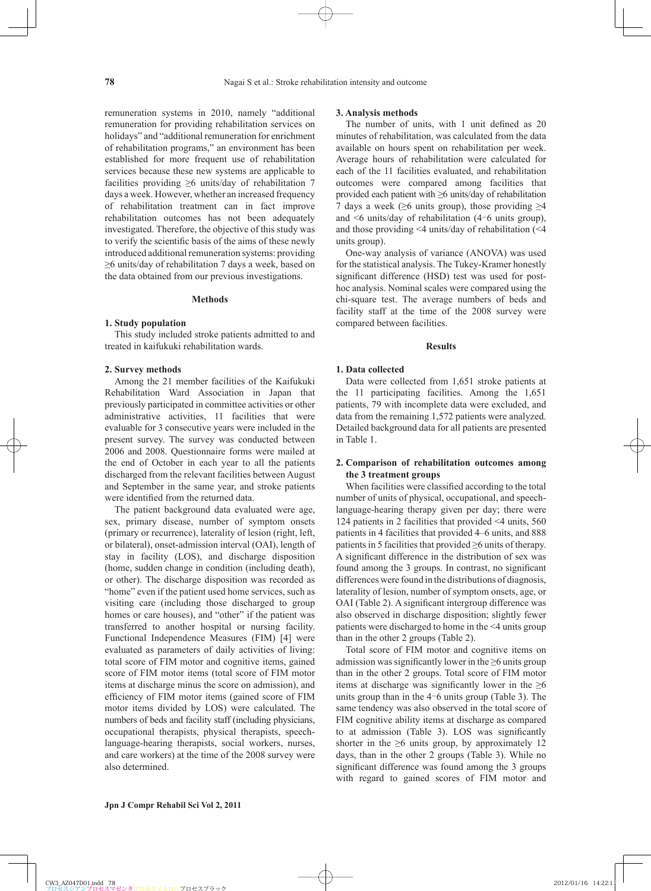remuneration systems in 2010, namely "additional remuneration for providing rehabilitation services on holidays" and "additional remuneration for enrichment of rehabilitation programs," an environment has been established for more frequent use of rehabilitation services because these new systems are applicable to facilities providing ≥6 units/day of rehabilitation 7 days a week. However, whether an increased frequency of rehabilitation treatment can in fact improve rehabilitation outcomes has not been adequately investigated. Therefore, the objective of this study was to verify the scientific basis of the aims of these newly introduced additional remuneration systems: providing ≥6 units/day of rehabilitation 7 days a week, based on the data obtained from our previous investigations.

## Methods

### 1. Study population

This study included stroke patients admitted to and treated in kaifukuki rehabilitation wards.

### 2. Survey methods

Among the 21 member facilities of the Kaifukuki Rehabilitation Ward Association in Japan that previously participated in committee activities or other administrative activities, 11 facilities that were evaluable for 3 consecutive years were included in the present survey. The survey was conducted between 2006 and 2008. Questionnaire forms were mailed at the end of October in each year to all the patients discharged from the relevant facilities between August and September in the same year, and stroke patients were identified from the returned data.

The patient background data evaluated were age, sex, primary disease, number of symptom onsets (primary or recurrence), laterality of lesion (right, left, or bilateral), onset-admission interval (OAI), length of stay in facility (LOS), and discharge disposition (home, sudden change in condition (including death), or other). The discharge disposition was recorded as "home" even if the patient used home services, such as visiting care (including those discharged to group homes or care houses), and "other" if the patient was transferred to another hospital or nursing facility. Functional Independence Measures (FIM) [4] were evaluated as parameters of daily activities of living: total score of FIM motor and cognitive items, gained score of FIM motor items (total score of FIM motor items at discharge minus the score on admission), and efficiency of FIM motor items (gained score of FIM motor items divided by LOS) were calculated. The numbers of beds and facility staff (including physicians, occupational therapists, physical therapists, speech-language-hearing therapists, social workers, nurses, and care workers) at the time of the 2008 survey were also determined.

### 3. Analysis methods

The number of units, with 1 unit defined as 20 minutes of rehabilitation, was calculated from the data available on hours spent on rehabilitation per week. Average hours of rehabilitation were calculated for each of the 11 facilities evaluated, and rehabilitation outcomes were compared among facilities that provided each patient with ≥6 units/day of rehabilitation 7 days a week (≥6 units group), those providing ≥4 and <6 units/day of rehabilitation (4−6 units group), and those providing <4 units/day of rehabilitation (<4 units group).

One-way analysis of variance (ANOVA) was used for the statistical analysis. The Tukey-Kramer honestly significant difference (HSD) test was used for post-hoc analysis. Nominal scales were compared using the chi-square test. The average numbers of beds and facility staff at the time of the 2008 survey were compared between facilities.

## Results

### 1. Data collected

Data were collected from 1,651 stroke patients at the 11 participating facilities. Among the 1,651 patients, 79 with incomplete data were excluded, and data from the remaining 1,572 patients were analyzed. Detailed background data for all patients are presented in Table 1.

### 2. Comparison of rehabilitation outcomes among the 3 treatment groups

When facilities were classified according to the total number of units of physical, occupational, and speech-language-hearing therapy given per day; there were 124 patients in 2 facilities that provided <4 units, 560 patients in 4 facilities that provided 4–6 units, and 888 patients in 5 facilities that provided ≥6 units of therapy. A significant difference in the distribution of sex was found among the 3 groups. In contrast, no significant differences were found in the distributions of diagnosis, laterality of lesion, number of symptom onsets, age, or OAI (Table 2). A significant intergroup difference was also observed in discharge disposition; slightly fewer patients were discharged to home in the <4 units group than in the other 2 groups (Table 2).

Total score of FIM motor and cognitive items on admission was significantly lower in the ≥6 units group than in the other 2 groups. Total score of FIM motor items at discharge was significantly lower in the ≥6 units group than in the 4−6 units group (Table 3). The same tendency was also observed in the total score of FIM cognitive ability items at discharge as compared to at admission (Table 3). LOS was significantly shorter in the ≥6 units group, by approximately 12 days, than in the other 2 groups (Table 3). While no significant difference was found among the 3 groups with regard to gained scores of FIM motor and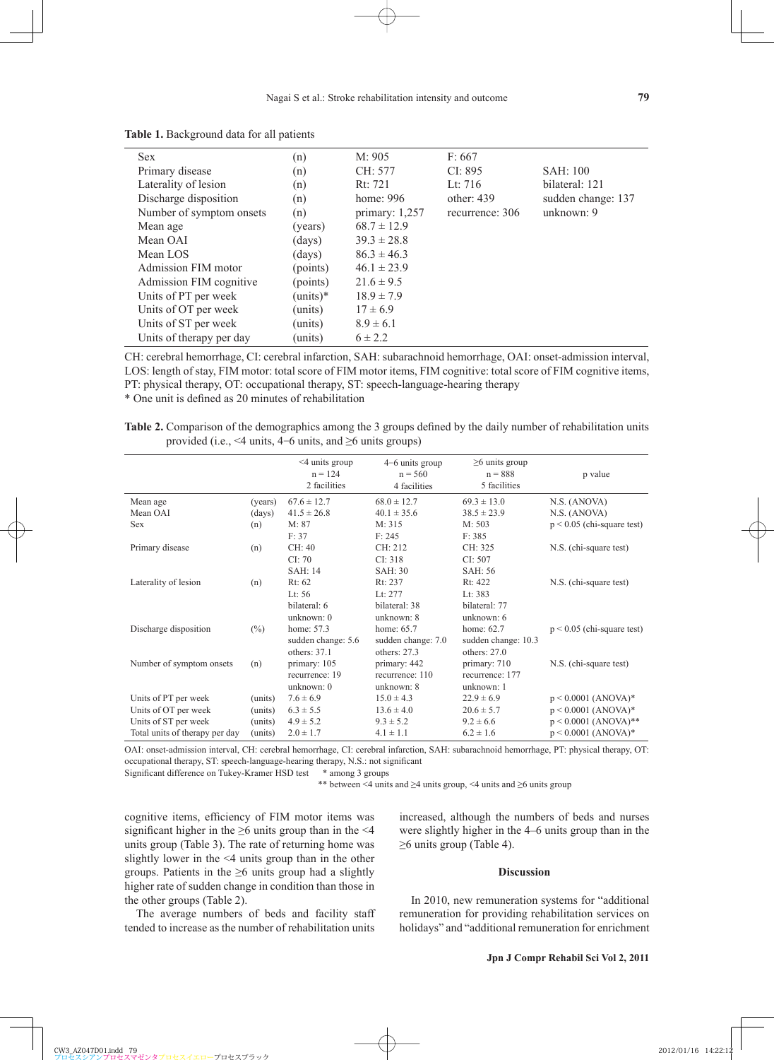**Table 1.** Background data for all patients

| | | | | |
|---|---|---|---|---|
| Sex | (n) | M: 905 | F: 667 | |
| Primary disease | (n) | CH: 577 | CI: 895 | SAH: 100 |
| Laterality of lesion | (n) | Rt: 721 | Lt: 716 | bilateral: 121 |
| Discharge disposition | (n) | home: 996 | other: 439 | sudden change: 137 |
| Number of symptom onsets | (n) | primary: 1,257 | recurrence: 306 | unknown: 9 |
| Mean age | (years) | 68.7 ± 12.9 | | |
| Mean OAI | (days) | 39.3 ± 28.8 | | |
| Mean LOS | (days) | 86.3 ± 46.3 | | |
| Admission FIM motor | (points) | 46.1 ± 23.9 | | |
| Admission FIM cognitive | (points) | 21.6 ± 9.5 | | |
| Units of PT per week | (units)* | 18.9 ± 7.9 | | |
| Units of OT per week | (units) | 17 ± 6.9 | | |
| Units of ST per week | (units) | 8.9 ± 6.1 | | |
| Units of therapy per day | (units) | 6 ± 2.2 | | |

CH: cerebral hemorrhage, CI: cerebral infarction, SAH: subarachnoid hemorrhage, OAI: onset-admission interval, LOS: length of stay, FIM motor: total score of FIM motor items, FIM cognitive: total score of FIM cognitive items, PT: physical therapy, OT: occupational therapy, ST: speech-language-hearing therapy
* One unit is defined as 20 minutes of rehabilitation

**Table 2.** Comparison of the demographics among the 3 groups defined by the daily number of rehabilitation units provided (i.e., <4 units, 4–6 units, and ≥6 units groups)

| | | <4 units group n = 124 2 facilities | 4–6 units group n = 560 4 facilities | ≥6 units group n = 888 5 facilities | p value |
|---|---|---|---|---|---|
| Mean age | (years) | 67.6 ± 12.7 | 68.0 ± 12.7 | 69.3 ± 13.0 | N.S. (ANOVA) |
| Mean OAI | (days) | 41.5 ± 26.8 | 40.1 ± 35.6 | 38.5 ± 23.9 | N.S. (ANOVA) |
| Sex | (n) | M: 87<br>F: 37 | M: 315<br>F: 245 | M: 503<br>F: 385 | p < 0.05 (chi-square test) |
| Primary disease | (n) | CH: 40<br>CI: 70<br>SAH: 14 | CH: 212<br>CI: 318<br>SAH: 30 | CH: 325<br>CI: 507<br>SAH: 56 | N.S. (chi-square test) |
| Laterality of lesion | (n) | Rt: 62<br>Lt: 56<br>bilateral: 6<br>unknown: 0 | Rt: 237<br>Lt: 277<br>bilateral: 38<br>unknown: 8 | Rt: 422<br>Lt: 383<br>bilateral: 77<br>unknown: 6 | N.S. (chi-square test) |
| Discharge disposition | (%) | home: 57.3<br>sudden change: 5.6<br>others: 37.1 | home: 65.7<br>sudden change: 7.0<br>others: 27.3 | home: 62.7<br>sudden change: 10.3<br>others: 27.0 | p < 0.05 (chi-square test) |
| Number of symptom onsets | (n) | primary: 105<br>recurrence: 19<br>unknown: 0 | primary: 442<br>recurrence: 110<br>unknown: 8 | primary: 710<br>recurrence: 177<br>unknown: 1 | N.S. (chi-square test) |
| Units of PT per week | (units) | 7.6 ± 6.9 | 15.0 ± 4.3 | 22.9 ± 6.9 | p < 0.0001 (ANOVA)* |
| Units of OT per week | (units) | 6.3 ± 5.5 | 13.6 ± 4.0 | 20.6 ± 5.7 | p < 0.0001 (ANOVA)* |
| Units of ST per week | (units) | 4.9 ± 5.2 | 9.3 ± 5.2 | 9.2 ± 6.6 | p < 0.0001 (ANOVA)** |
| Total units of therapy per day | (units) | 2.0 ± 1.7 | 4.1 ± 1.1 | 6.2 ± 1.6 | p < 0.0001 (ANOVA)* |

OAI: onset-admission interval, CH: cerebral hemorrhage, CI: cerebral infarction, SAH: subarachnoid hemorrhage, PT: physical therapy, OT: occupational therapy, ST: speech-language-hearing therapy, N.S.: not significant
Significant difference on Tukey-Kramer HSD test  * among 3 groups
** between <4 units and ≥4 units group, <4 units and ≥6 units group

cognitive items, efficiency of FIM motor items was significant higher in the ≥6 units group than in the <4 units group (Table 3). The rate of returning home was slightly lower in the <4 units group than in the other groups. Patients in the ≥6 units group had a slightly higher rate of sudden change in condition than those in the other groups (Table 2).

The average numbers of beds and facility staff tended to increase as the number of rehabilitation units increased, although the numbers of beds and nurses were slightly higher in the 4–6 units group than in the ≥6 units group (Table 4).

## Discussion

In 2010, new remuneration systems for "additional remuneration for providing rehabilitation services on holidays" and "additional remuneration for enrichment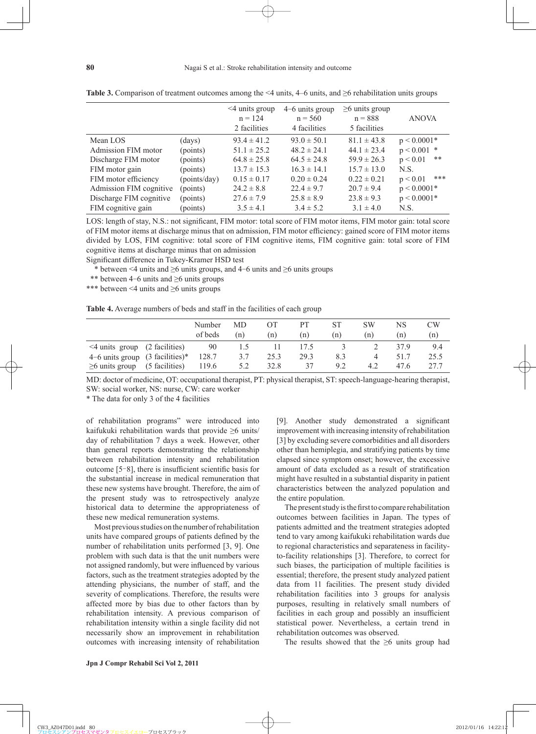**Table 3.** Comparison of treatment outcomes among the <4 units, 4–6 units, and ≥6 rehabilitation units groups

| | | <4 units group n = 124 2 facilities | 4−6 units group n = 560 4 facilities | ≥6 units group n = 888 5 facilities | ANOVA |
|---|---|---|---|---|---|
| Mean LOS | (days) | 93.4 ± 41.2 | 93.0 ± 50.1 | 81.1 ± 43.8 | p < 0.0001* |
| Admission FIM motor | (points) | 51.1 ± 25.2 | 48.2 ± 24.1 | 44.1 ± 23.4 | p < 0.001 * |
| Discharge FIM motor | (points) | 64.8 ± 25.8 | 64.5 ± 24.8 | 59.9 ± 26.3 | p < 0.01 ** |
| FIM motor gain | (points) | 13.7 ± 15.3 | 16.3 ± 14.1 | 15.7 ± 13.0 | N.S. |
| FIM motor efficiency | (points/day) | 0.15 ± 0.17 | 0.20 ± 0.24 | 0.22 ± 0.21 | p < 0.01 *** |
| Admission FIM cognitive | (points) | 24.2 ± 8.8 | 22.4 ± 9.7 | 20.7 ± 9.4 | p < 0.0001* |
| Discharge FIM cognitive | (points) | 27.6 ± 7.9 | 25.8 ± 8.9 | 23.8 ± 9.3 | p < 0.0001* |
| FIM cognitive gain | (points) | 3.5 ± 4.1 | 3.4 ± 5.2 | 3.1 ± 4.0 | N.S. |

LOS: length of stay, N.S.: not significant, FIM motor: total score of FIM motor items, FIM motor gain: total score of FIM motor items at discharge minus that on admission, FIM motor efficiency: gained score of FIM motor items divided by LOS, FIM cognitive: total score of FIM cognitive items, FIM cognitive gain: total score of FIM cognitive items at discharge minus that on admission

Significant difference in Tukey-Kramer HSD test

\* between <4 units and ≥6 units groups, and 4−6 units and ≥6 units groups

\** between 4−6 units and ≥6 units groups

\*** between <4 units and ≥6 units groups

**Table 4.** Average numbers of beds and staff in the facilities of each group

| | | Number of beds | MD (n) | OT (n) | PT (n) | ST (n) | SW (n) | NS (n) | CW (n) |
|---|---|---|---|---|---|---|---|---|---|
| <4 units group | (2 facilities) | 90 | 1.5 | 11 | 17.5 | 3 | 2 | 37.9 | 9.4 |
| 4−6 units group | (3 facilities)* | 128.7 | 3.7 | 25.3 | 29.3 | 8.3 | 4 | 51.7 | 25.5 |
| ≥6 units group | (5 facilities) | 119.6 | 5.2 | 32.8 | 37 | 9.2 | 4.2 | 47.6 | 27.7 |

MD: doctor of medicine, OT: occupational therapist, PT: physical therapist, ST: speech-language-hearing therapist, SW: social worker, NS: nurse, CW: care worker

\* The data for only 3 of the 4 facilities

of rehabilitation programs" were introduced into kaifukuki rehabilitation wards that provide ≥6 units/day of rehabilitation 7 days a week. However, other than general reports demonstrating the relationship between rehabilitation intensity and rehabilitation outcome [5−8], there is insufficient scientific basis for the substantial increase in medical remuneration that these new systems have brought. Therefore, the aim of the present study was to retrospectively analyze historical data to determine the appropriateness of these new medical remuneration systems.

Most previous studies on the number of rehabilitation units have compared groups of patients defined by the number of rehabilitation units performed [3, 9]. One problem with such data is that the unit numbers were not assigned randomly, but were influenced by various factors, such as the treatment strategies adopted by the attending physicians, the number of staff, and the severity of complications. Therefore, the results were affected more by bias due to other factors than by rehabilitation intensity. A previous comparison of rehabilitation intensity within a single facility did not necessarily show an improvement in rehabilitation outcomes with increasing intensity of rehabilitation [9]. Another study demonstrated a significant improvement with increasing intensity of rehabilitation [3] by excluding severe comorbidities and all disorders other than hemiplegia, and stratifying patients by time elapsed since symptom onset; however, the excessive amount of data excluded as a result of stratification might have resulted in a substantial disparity in patient characteristics between the analyzed population and the entire population.

The present study is the first to compare rehabilitation outcomes between facilities in Japan. The types of patients admitted and the treatment strategies adopted tend to vary among kaifukuki rehabilitation wards due to regional characteristics and separateness in facility-to-facility relationships [3]. Therefore, to correct for such biases, the participation of multiple facilities is essential; therefore, the present study analyzed patient data from 11 facilities. The present study divided rehabilitation facilities into 3 groups for analysis purposes, resulting in relatively small numbers of facilities in each group and possibly an insufficient statistical power. Nevertheless, a certain trend in rehabilitation outcomes was observed.

The results showed that the ≥6 units group had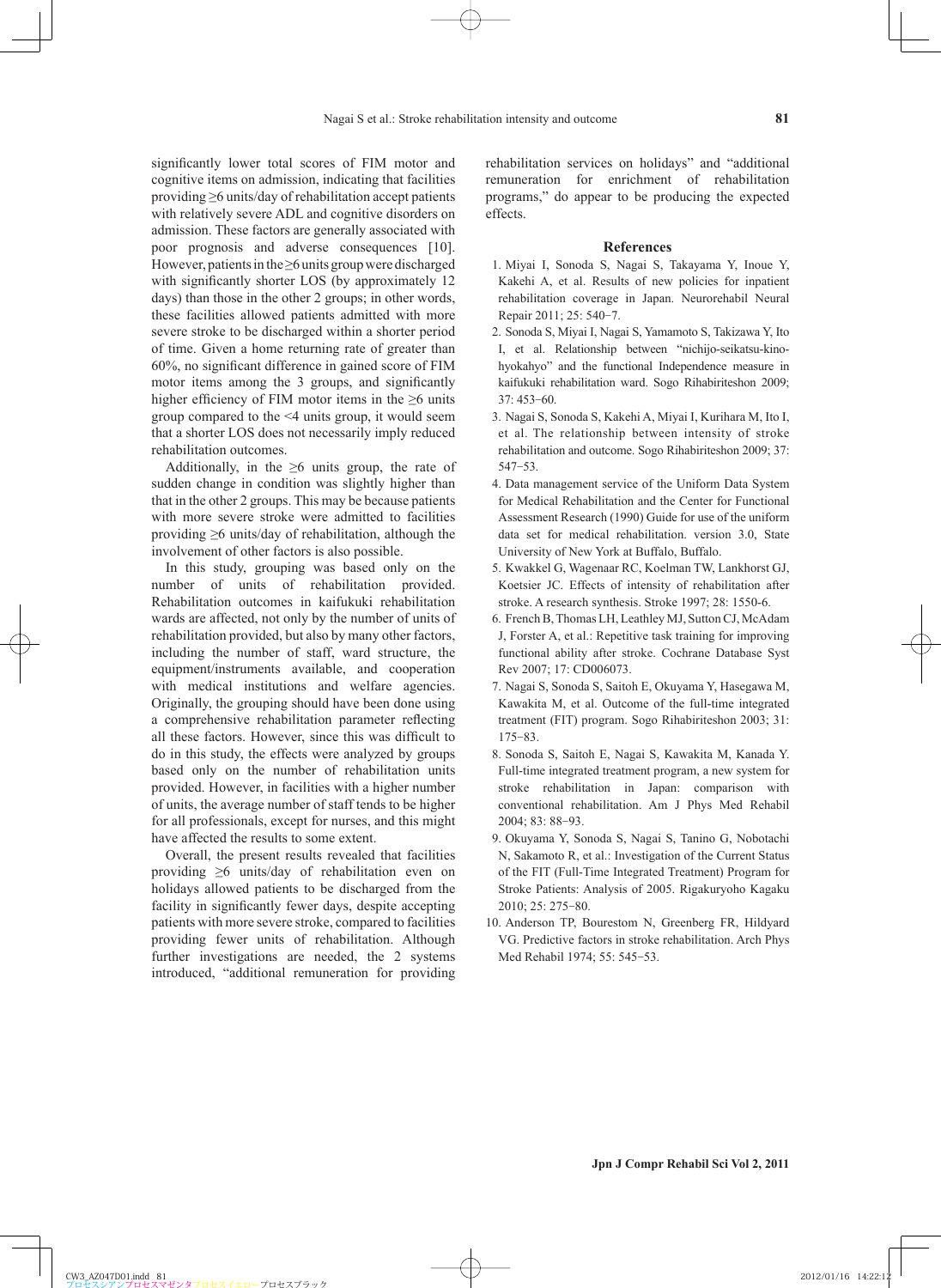significantly lower total scores of FIM motor and cognitive items on admission, indicating that facilities providing ≥6 units/day of rehabilitation accept patients with relatively severe ADL and cognitive disorders on admission. These factors are generally associated with poor prognosis and adverse consequences [10]. However, patients in the ≥6 units group were discharged with significantly shorter LOS (by approximately 12 days) than those in the other 2 groups; in other words, these facilities allowed patients admitted with more severe stroke to be discharged within a shorter period of time. Given a home returning rate of greater than 60%, no significant difference in gained score of FIM motor items among the 3 groups, and significantly higher efficiency of FIM motor items in the ≥6 units group compared to the <4 units group, it would seem that a shorter LOS does not necessarily imply reduced rehabilitation outcomes.

Additionally, in the ≥6 units group, the rate of sudden change in condition was slightly higher than that in the other 2 groups. This may be because patients with more severe stroke were admitted to facilities providing ≥6 units/day of rehabilitation, although the involvement of other factors is also possible.

In this study, grouping was based only on the number of units of rehabilitation provided. Rehabilitation outcomes in kaifukuki rehabilitation wards are affected, not only by the number of units of rehabilitation provided, but also by many other factors, including the number of staff, ward structure, the equipment/instruments available, and cooperation with medical institutions and welfare agencies. Originally, the grouping should have been done using a comprehensive rehabilitation parameter reflecting all these factors. However, since this was difficult to do in this study, the effects were analyzed by groups based only on the number of rehabilitation units provided. However, in facilities with a higher number of units, the average number of staff tends to be higher for all professionals, except for nurses, and this might have affected the results to some extent.

Overall, the present results revealed that facilities providing ≥6 units/day of rehabilitation even on holidays allowed patients to be discharged from the facility in significantly fewer days, despite accepting patients with more severe stroke, compared to facilities providing fewer units of rehabilitation. Although further investigations are needed, the 2 systems introduced, "additional remuneration for providing rehabilitation services on holidays" and "additional remuneration for enrichment of rehabilitation programs," do appear to be producing the expected effects.

## References

1. Miyai I, Sonoda S, Nagai S, Takayama Y, Inoue Y, Kakehi A, et al. Results of new policies for inpatient rehabilitation coverage in Japan. Neurorehabil Neural Repair 2011; 25: 540−7.
2. Sonoda S, Miyai I, Nagai S, Yamamoto S, Takizawa Y, Ito I, et al. Relationship between "nichijo-seikatsu-kino-hyokahyo" and the functional Independence measure in kaifukuki rehabilitation ward. Sogo Rihabiriteshon 2009; 37: 453−60.
3. Nagai S, Sonoda S, Kakehi A, Miyai I, Kurihara M, Ito I, et al. The relationship between intensity of stroke rehabilitation and outcome. Sogo Rihabiriteshon 2009; 37: 547−53.
4. Data management service of the Uniform Data System for Medical Rehabilitation and the Center for Functional Assessment Research (1990) Guide for use of the uniform data set for medical rehabilitation. version 3.0, State University of New York at Buffalo, Buffalo.
5. Kwakkel G, Wagenaar RC, Koelman TW, Lankhorst GJ, Koetsier JC. Effects of intensity of rehabilitation after stroke. A research synthesis. Stroke 1997; 28: 1550-6.
6. French B, Thomas LH, Leathley MJ, Sutton CJ, McAdam J, Forster A, et al.: Repetitive task training for improving functional ability after stroke. Cochrane Database Syst Rev 2007; 17: CD006073.
7. Nagai S, Sonoda S, Saitoh E, Okuyama Y, Hasegawa M, Kawakita M, et al. Outcome of the full-time integrated treatment (FIT) program. Sogo Rihabiriteshon 2003; 31: 175−83.
8. Sonoda S, Saitoh E, Nagai S, Kawakita M, Kanada Y. Full-time integrated treatment program, a new system for stroke rehabilitation in Japan: comparison with conventional rehabilitation. Am J Phys Med Rehabil 2004; 83: 88−93.
9. Okuyama Y, Sonoda S, Nagai S, Tanino G, Nobotachi N, Sakamoto R, et al.: Investigation of the Current Status of the FIT (Full-Time Integrated Treatment) Program for Stroke Patients: Analysis of 2005. Rigakuryoho Kagaku 2010; 25: 275−80.
10. Anderson TP, Bourestom N, Greenberg FR, Hildyard VG. Predictive factors in stroke rehabilitation. Arch Phys Med Rehabil 1974; 55: 545−53.